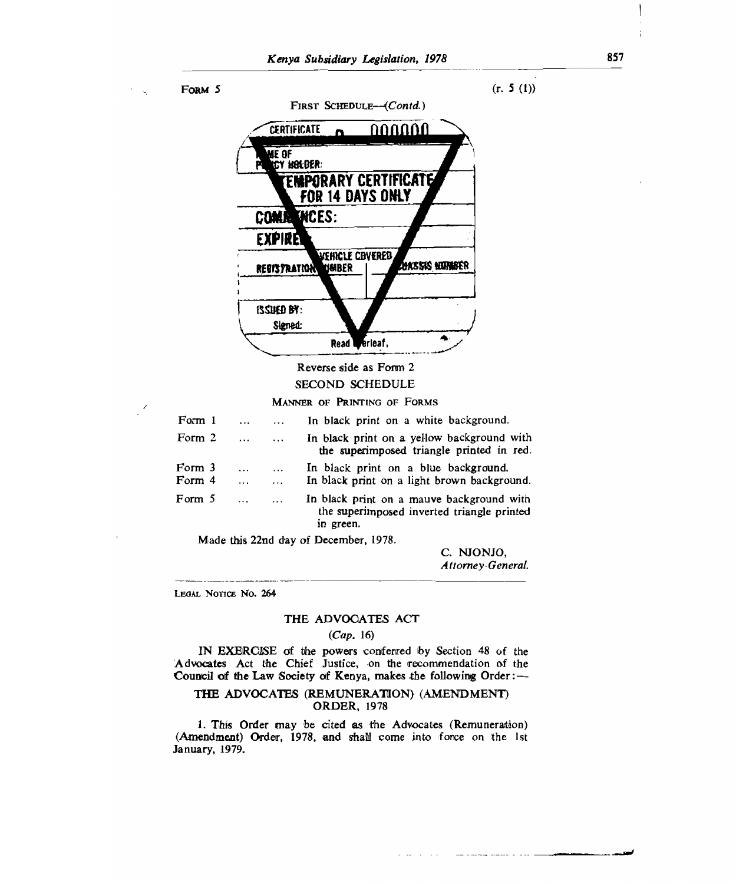FORM 5 (r. 5 (1))

FIRST SCHEDULE—(*Contd.*)

CERTIFICATE 000000

NAME OF POLICY HOLDER:

TEMPORARY CERTIFICATE FOR 14 DAYS ONLY

COMMENCES:

EXPIRES:

VEHICLE COVERED

| REGISTRATION NUMBER | CHASSIS NUMBER |
|---|---|
| | |

ISSUED BY:

Signed:

Read overleaf.

Reverse side as Form 2

SECOND SCHEDULE

MANNER OF PRINTING OF FORMS

| | |
|---|---|
| Form 1 ... ... | In black print on a white background. |
| Form 2 ... ... | In black print on a yellow background with the superimposed triangle printed in red. |
| Form 3 ... ... | In black print on a blue background. |
| Form 4 ... ... | In black print on a light brown background. |
| Form 5 ... ... | In black print on a mauve background with the superimposed inverted triangle printed in green. |

Made this 22nd day of December, 1978.

C. NJONJO,
*Attorney-General.*

---

LEGAL NOTICE NO. 264

THE ADVOCATES ACT

(*Cap.* 16)

IN EXERCISE of the powers conferred by Section 48 of the Advocates Act the Chief Justice, on the recommendation of the Council of the Law Society of Kenya, makes the following Order:—

THE ADVOCATES (REMUNERATION) (AMENDMENT) ORDER, 1978

1. This Order may be cited as the Advocates (Remuneration) (Amendment) Order, 1978, and shall come into force on the 1st January, 1979.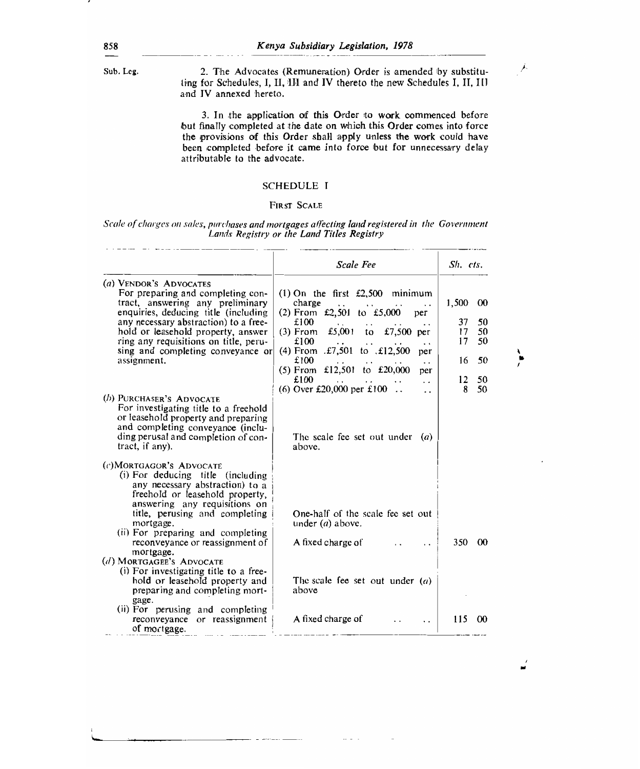Sub. Leg.

2. The Advocates (Remuneration) Order is amended by substituting for Schedules, I, II, III and IV thereto the new Schedules I, II, III and IV annexed hereto.

3. In the application of this Order to work commenced before but finally completed at the date on which this Order comes into force the provisions of this Order shall apply unless the work could have been completed before it came into force but for unnecessary delay attributable to the advocate.

## SCHEDULE I

### FIRST SCALE

*Scale of charges on sales, purchases and mortgages affecting land registered in the Government Lands Registry or the Land Titles Registry*

| | *Scale Fee* | *Sh.* | *cts.* |
|---|---|---|---|
| (*a*) VENDOR'S ADVOCATES<br>For preparing and completing contract, answering any preliminary enquiries, deducing title (including any necessary abstraction) to a freehold or leasehold property, answering any requisitions on title, perusing and completing conveyance or assignment. | (1) On the first £2,500 minimum charge .. .. .. .. | 1,500 | 00 |
| | (2) From £2,501 to £5,000 per £100 .. .. .. .. | 37 | 50 |
| | (3) From £5,001 to £7,500 per £100 .. .. .. .. | 17 | 50 |
| | (4) From £7,501 to £12,500 per £100 .. .. .. .. | 16 | 50 |
| | (5) From £12,501 to £20,000 per £100 .. .. .. .. | 12 | 50 |
| | (6) Over £20,000 per £100 .. .. | 8 | 50 |
| (*b*) PURCHASER'S ADVOCATE<br>For investigating title to a freehold or leasehold property and preparing and completing conveyance (including perusal and completion of contract, if any). | The scale fee set out under (*a*) above. | | |
| (*c*) MORTGAGOR'S ADVOCATE<br>(i) For deducing title (including any necessary abstraction) to a freehold or leasehold property, answering any requisitions on title, perusing and completing mortgage. | One-half of the scale fee set out under (*a*) above. | | |
| (ii) For preparing and completing reconveyance or reassignment of mortgage. | A fixed charge of .. .. | 350 | 00 |
| (*d*) MORTGAGEE'S ADVOCATE<br>(i) For investigating title to a freehold or leasehold property and preparing and completing mortgage. | The scale fee set out under (*a*) above | | |
| (ii) For perusing and completing reconveyance or reassignment of mortgage. | A fixed charge of .. .. | 115 | 00 |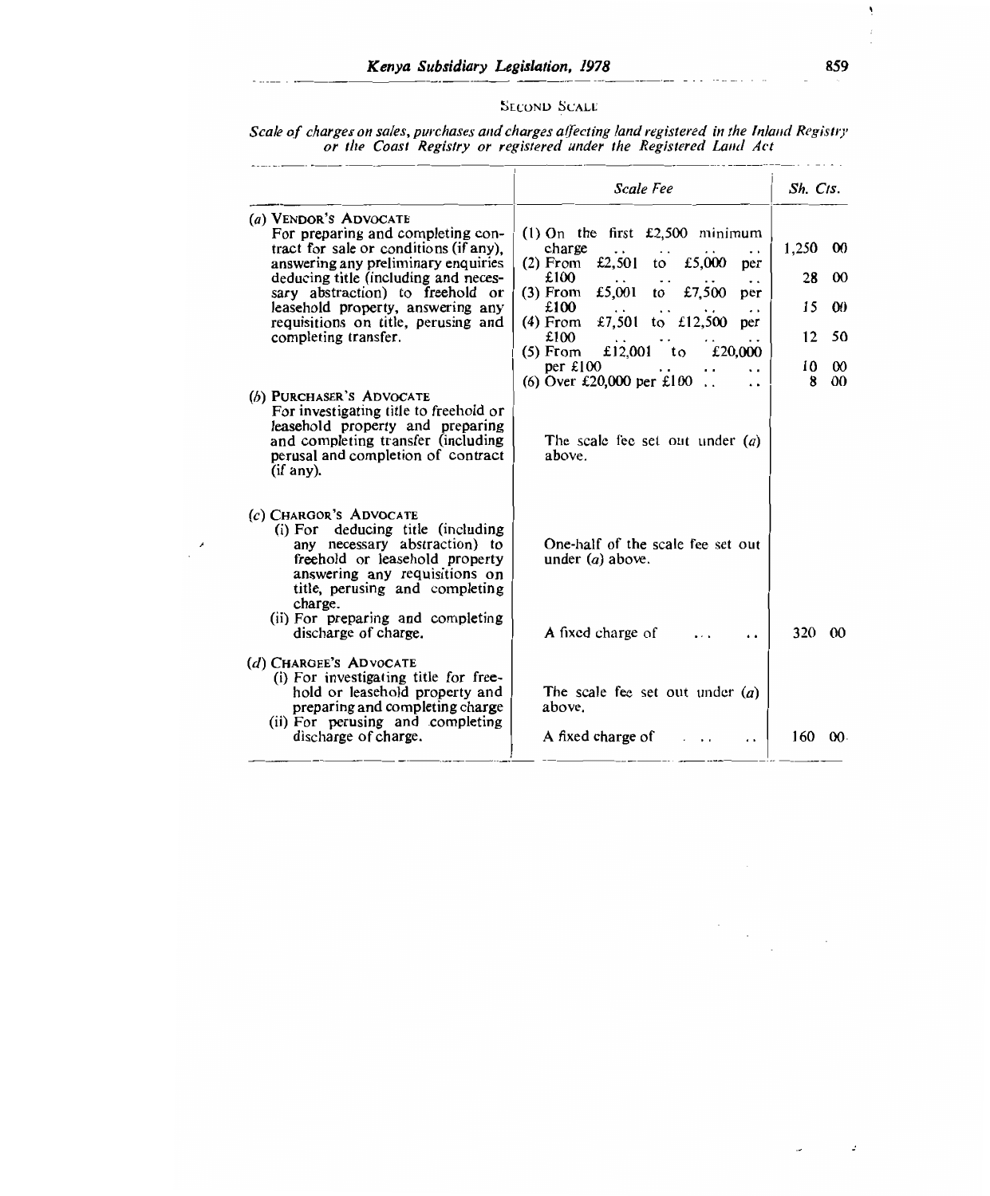## SECOND SCALE

*Scale of charges on sales, purchases and charges affecting land registered in the Inland Registry or the Coast Registry or registered under the Registered Land Act*

| | *Scale Fee* | *Sh. Cts.* |
|---|---|---|
| (*a*) VENDOR'S ADVOCATE<br>For preparing and completing contract for sale or conditions (if any), answering any preliminary enquiries deducing title (including and necessary abstraction) to freehold or leasehold property, answering any requisitions on title, perusing and completing transfer. | (1) On the first £2,500 minimum charge .. .. .. .. | 1,250 00 |
| | (2) From £2,501 to £5,000 per £100 .. .. .. .. | 28 00 |
| | (3) From £5,001 to £7,500 per £100 .. .. .. .. | 15 00 |
| | (4) From £7,501 to £12,500 per £100 .. .. .. .. | 12 50 |
| | (5) From £12,001 to £20,000 per £100 .. .. .. | 10 00 |
| | (6) Over £20,000 per £100 .. .. | 8 00 |
| (*b*) PURCHASER'S ADVOCATE<br>For investigating title to freehold or leasehold property and preparing and completing transfer (including perusal and completion of contract (if any). | The scale fee set out under (*a*) above. | |
| (*c*) CHARGOR'S ADVOCATE<br>(i) For deducing title (including any necessary abstraction) to freehold or leasehold property answering any requisitions on title, perusing and completing charge. | One-half of the scale fee set out under (*a*) above. | |
| (ii) For preparing and completing discharge of charge. | A fixed charge of ... .. | 320 00 |
| (*d*) CHARGEE'S ADVOCATE<br>(i) For investigating title for freehold or leasehold property and preparing and completing charge | The scale fee set out under (*a*) above. | |
| (ii) For perusing and completing discharge of charge. | A fixed charge of . .. .. | 160 00 |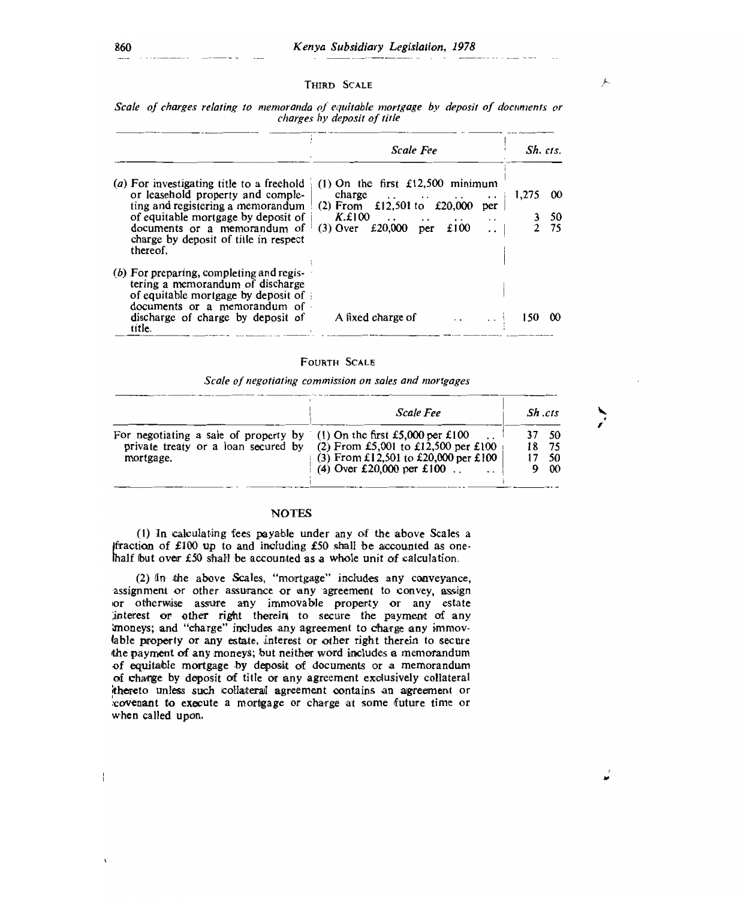## THIRD SCALE

*Scale of charges relating to memoranda of equitable mortgage by deposit of documents or charges by deposit of title*

| | Scale Fee | Sh. cts. |
|---|---|---|
| (*a*) For investigating title to a freehold or leasehold property and completing and registering a memorandum of equitable mortgage by deposit of documents or a memorandum of charge by deposit of title in respect thereof. | (1) On the first £12,500 minimum charge .. .. .. .. | 1,275 00 |
| | (2) From £12,501 to £20,000 per *K*.£100 .. .. .. .. | 3 50 |
| | (3) Over £20,000 per £100 .. | 2 75 |
| (*b*) For preparing, completing and registering a memorandum of discharge of equitable mortgage by deposit of documents or a memorandum of discharge of charge by deposit of title. | A fixed charge of .. .. | 150 00 |

## FOURTH SCALE

*Scale of negotiating commission on sales and mortgages*

| | Scale Fee | Sh. cts |
|---|---|---|
| For negotiating a sale of property by private treaty or a loan secured by mortgage. | (1) On the first £5,000 per £100 .. | 37 50 |
| | (2) From £5,001 to £12,500 per £100 | 18 75 |
| | (3) From £12,501 to £20,000 per £100 | 17 50 |
| | (4) Over £20,000 per £100 .. .. | 9 00 |

### NOTES

(1) In calculating fees payable under any of the above Scales a fraction of £100 up to and including £50 shall be accounted as one-half but over £50 shall be accounted as a whole unit of calculation.

(2) In the above Scales, "mortgage" includes any conveyance, assignment or other assurance or any agreement to convey, assign or otherwise assure any immovable property or any estate interest or other right therein to secure the payment of any moneys; and "charge" includes any agreement to charge any immovable property or any estate, interest or other right therein to secure the payment of any moneys; but neither word includes a memorandum of equitable mortgage by deposit of documents or a memorandum of charge by deposit of title or any agreement exclusively collateral thereto unless such collateral agreement contains an agreement or covenant to execute a mortgage or charge at some future time or when called upon.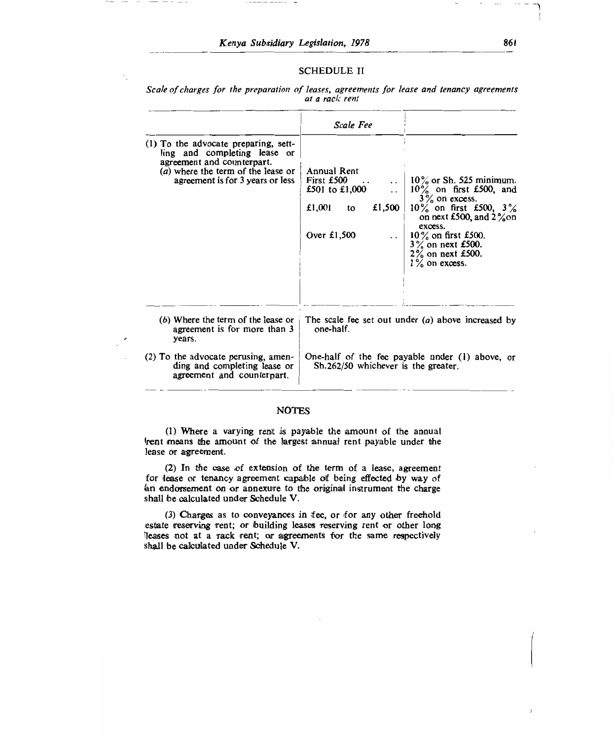## SCHEDULE II

*Scale of charges for the preparation of leases, agreements for lease and tenancy agreements at a rack rent*

| | *Scale Fee* | |
|---|---|---|
| (1) To the advocate preparing, settling and completing lease or agreement and counterpart. | | |
| (*a*) where the term of the lease or agreement is for 3 years or less | Annual Rent | |
| | First £500 .. .. | 10% or Sh. 525 minimum. |
| | £501 to £1,000 .. | 10% on first £500, and 3% on excess. |
| | £1,001 to £1,500 | 10% on first £500, 3% on next £500, and 2% on excess. |
| | Over £1,500 .. | 10% on first £500. 3% on next £500. 2% on next £500. 1% on excess. |
| (*b*) Where the term of the lease or agreement is for more than 3 years. | The scale fee set out under (*a*) above increased by one-half. | |
| (2) To the advocate perusing, amending and completing lease or agreement and counterpart. | One-half of the fee payable under (1) above, or Sh.262/50 whichever is the greater. | |

### NOTES

(1) Where a varying rent is payable the amount of the annual rent means the amount of the largest annual rent payable under the lease or agreement.

(2) In the case of extension of the term of a lease, agreement for lease or tenancy agreement capable of being effected by way of an endorsement on or annexure to the original instrument the charge shall be calculated under Schedule V.

(3) Charges as to conveyances in fee, or for any other freehold estate reserving rent; or building leases reserving rent or other long leases not at a rack rent; or agreements for the same respectively shall be calculated under Schedule V.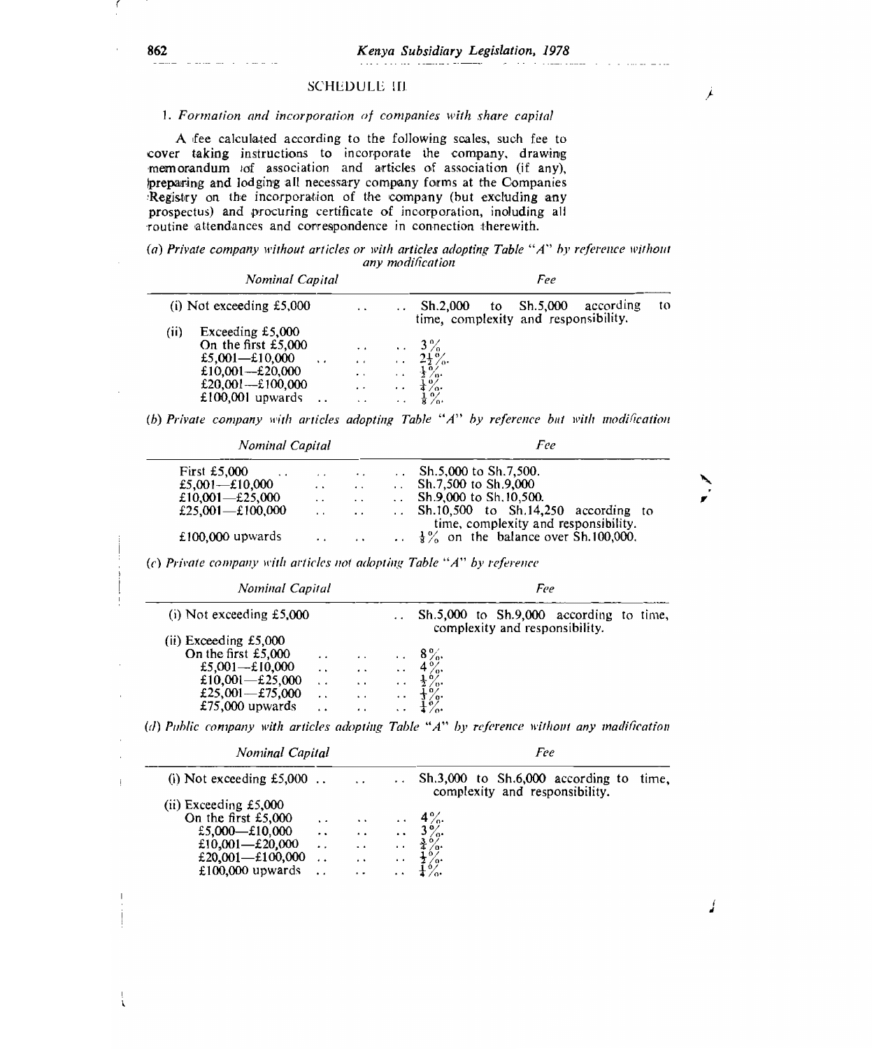## SCHEDULE III

### 1. *Formation and incorporation of companies with share capital*

A fee calculated according to the following scales, such fee to cover taking instructions to incorporate the company, drawing memorandum of association and articles of association (if any), preparing and lodging all necessary company forms at the Companies Registry on the incorporation of the company (but excluding any prospectus) and procuring certificate of incorporation, including all routine attendances and correspondence in connection therewith.

*(a) Private company without articles or with articles adopting Table "A" by reference without any modification*

| *Nominal Capital* | *Fee* |
|---|---|
| (i) Not exceeding £5,000 | Sh.2,000 to Sh.5,000 according to time, complexity and responsibility. |
| (ii) Exceeding £5,000 | |
| On the first £5,000 | 3%. |
| £5,001—£10,000 | 2½%. |
| £10,001—£20,000 | ½%. |
| £20,001—£100,000 | ¼%. |
| £100,001 upwards | ⅛%. |

*(b) Private company with articles adopting Table "A" by reference but with modification*

| *Nominal Capital* | *Fee* |
|---|---|
| First £5,000 | Sh.5,000 to Sh.7,500. |
| £5,001—£10,000 | Sh.7,500 to Sh.9,000 |
| £10,001—£25,000 | Sh.9,000 to Sh.10,500. |
| £25,001—£100,000 | Sh.10,500 to Sh.14,250 according to time, complexity and responsibility. |
| £100,000 upwards | ⅛% on the balance over Sh.100,000. |

*(c) Private company with articles not adopting Table "A" by reference*

| *Nominal Capital* | *Fee* |
|---|---|
| (i) Not exceeding £5,000 | Sh.5,000 to Sh.9,000 according to time, complexity and responsibility. |
| (ii) Exceeding £5,000 | |
| On the first £5,000 | 8%. |
| £5,001—£10,000 | 4%. |
| £10,001—£25,000 | ½%. |
| £25,001—£75,000 | ⅓%. |
| £75,000 upwards | ¼%. |

*(d) Public company with articles adopting Table "A" by reference without any modification*

| *Nominal Capital* | *Fee* |
|---|---|
| (i) Not exceeding £5,000 | Sh.3,000 to Sh.6,000 according to time, complexity and responsibility. |
| (ii) Exceeding £5,000 | |
| On the first £5,000 | 4%. |
| £5,000—£10,000 | 3%. |
| £10,001—£20,000 | ¾%. |
| £20,001—£100,000 | ½%. |
| £100,000 upwards | ¼%. |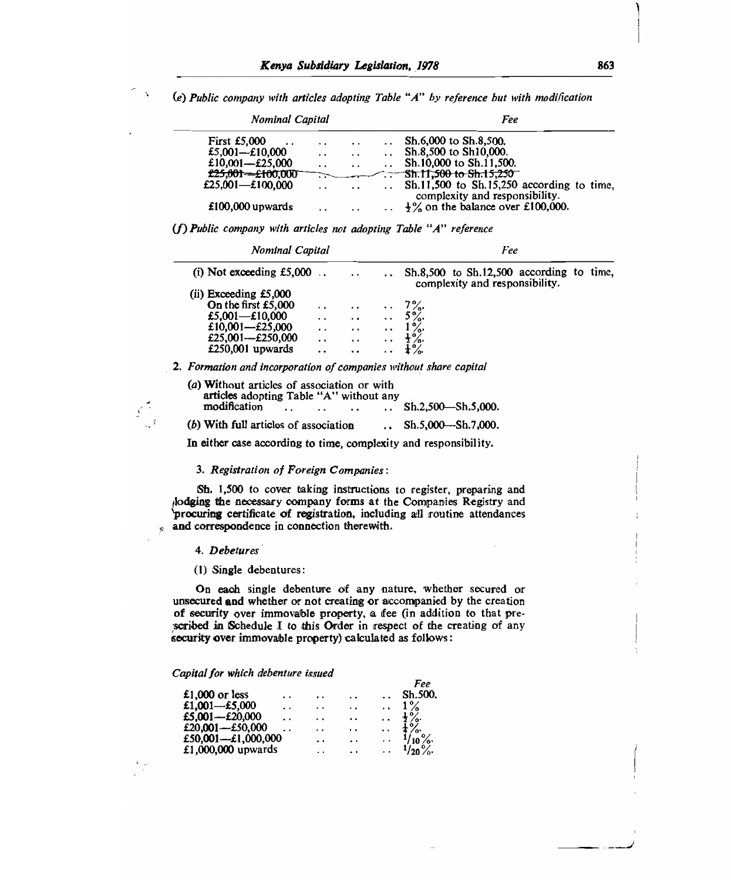(*e*) *Public company with articles adopting Table "A" by reference but with modification*

| *Nominal Capital* | *Fee* |
|---|---|
| First £5,000 | Sh.6,000 to Sh.8,500. |
| £5,001—£10,000 | Sh.8,500 to Sh10,000. |
| £10,001—£25,000 | Sh.10,000 to Sh.11,500. |
| ~~£25,001—£100,000~~ | ~~Sh.11,500 to Sh.15,250~~ |
| £25,001—£100,000 | Sh.11,500 to Sh.15,250 according to time, complexity and responsibility. |
| £100,000 upwards | ½% on the balance over £100,000. |

(*f*) *Public company with articles not adopting Table "A" reference*

| *Nominal Capital* | *Fee* |
|---|---|
| (i) Not exceeding £5,000 | Sh.8,500 to Sh.12,500 according to time, complexity and responsibility. |
| (ii) Exceeding £5,000 | |
| On the first £5,000 | 7%. |
| £5,001—£10,000 | 5%. |
| £10,001—£25,000 | 1%. |
| £25,001—£250,000 | ½%. |
| £250,001 upwards | ¼%. |

2. *Formation and incorporation of companies without share capital*

| | |
|---|---|
| (*a*) Without articles of association or with articles adopting Table "A" without any modification | Sh.2,500—Sh.5,000. |
| (*b*) With full articles of association | Sh.5,000—Sh.7,000. |

In either case according to time, complexity and responsibility.

3. *Registration of Foreign Companies*:

Sh. 1,500 to cover taking instructions to register, preparing and lodging the necessary company forms at the Companies Registry and procuring certificate of registration, including all routine attendances and correspondence in connection therewith.

4. *Debetures*

(1) Single debentures:

On each single debenture of any nature, whether secured or unsecured and whether or not creating or accompanied by the creation of security over immovable property, a fee (in addition to that prescribed in Schedule I to this Order in respect of the creating of any security over immovable property) calculated as follows:

| *Capital for which debenture issued* | *Fee* |
|---|---|
| £1,000 or less | Sh.500. |
| £1,001—£5,000 | 1% |
| £5,001—£20,000 | ½%. |
| £20,001—£50,000 | ¼%. |
| £50,001—£1,000,000 | 1/10%. |
| £1,000,000 upwards | 1/20%. |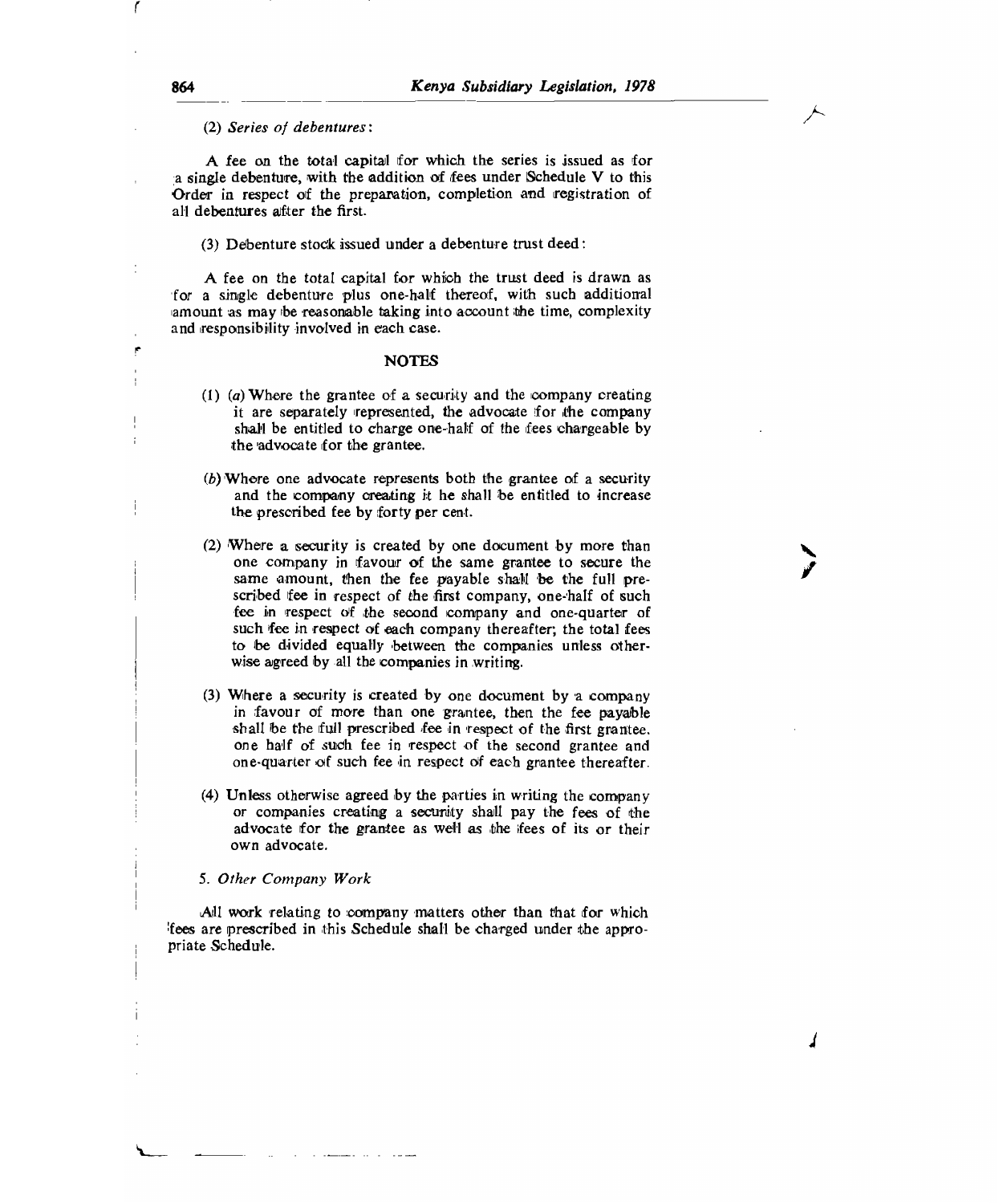(2) *Series of debentures*:

A fee on the total capital for which the series is issued as for a single debenture, with the addition of fees under Schedule V to this Order in respect of the preparation, completion and registration of all debentures after the first.

(3) Debenture stock issued under a debenture trust deed:

A fee on the total capital for which the trust deed is drawn as for a single debenture plus one-half thereof, with such additional amount as may be reasonable taking into account the time, complexity and responsibility involved in each case.

NOTES

(1) (*a*) Where the grantee of a security and the company creating it are separately represented, the advocate for the company shall be entitled to charge one-half of the fees chargeable by the advocate for the grantee.

(*b*) Where one advocate represents both the grantee of a security and the company creating it he shall be entitled to increase the prescribed fee by forty per cent.

(2) Where a security is created by one document by more than one company in favour of the same grantee to secure the same amount, then the fee payable shall be the full prescribed fee in respect of the first company, one-half of such fee in respect of the second company and one-quarter of such fee in respect of each company thereafter; the total fees to be divided equally between the companies unless otherwise agreed by all the companies in writing.

(3) Where a security is created by one document by a company in favour of more than one grantee, then the fee payable shall be the full prescribed fee in respect of the first grantee, one half of such fee in respect of the second grantee and one-quarter of such fee in respect of each grantee thereafter.

(4) Unless otherwise agreed by the parties in writing the company or companies creating a security shall pay the fees of the advocate for the grantee as well as the fees of its or their own advocate.

5. *Other Company Work*

All work relating to company matters other than that for which fees are prescribed in this Schedule shall be charged under the appropriate Schedule.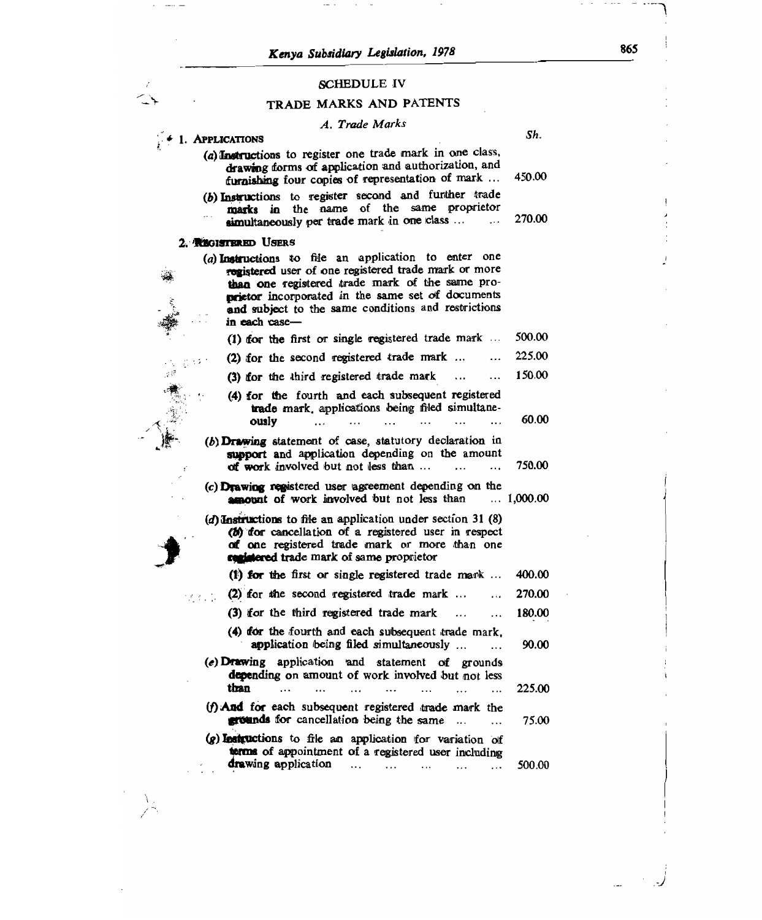# SCHEDULE IV

## TRADE MARKS AND PATENTS

### *A. Trade Marks*

| | Sh. |
|---|---|
| **1. APPLICATIONS** | |
| (*a*) Instructions to register one trade mark in one class, drawing forms of application and authorization, and furnishing four copies of representation of mark ... | 450.00 |
| (*b*) Instructions to register second and further trade marks in the name of the same proprietor simultaneously per trade mark in one class ... ... | 270.00 |
| **2. REGISTERED USERS** | |
| (*a*) Instructions to file an application to enter one registered user of one registered trade mark or more than one registered trade mark of the same proprietor incorporated in the same set of documents and subject to the same conditions and restrictions in each case— | |
| (1) for the first or single registered trade mark ... | 500.00 |
| (2) for the second registered trade mark ... ... | 225.00 |
| (3) for the third registered trade mark ... ... | 150.00 |
| (4) for the fourth and each subsequent registered trade mark, applications being filed simultaneously ... ... ... ... ... ... | 60.00 |
| (*b*) Drawing statement of case, statutory declaration in support and application depending on the amount of work involved but not less than ... ... ... | 750.00 |
| (*c*) Drawing registered user agreement depending on the amount of work involved but not less than ... | 1,000.00 |
| (*d*) Instructions to file an application under section 31 (8) (*b*) for cancellation of a registered user in respect of one registered trade mark or more than one registered trade mark of same proprietor | |
| (1) for the first or single registered trade mark ... | 400.00 |
| (2) for the second registered trade mark ... ... | 270.00 |
| (3) for the third registered trade mark ... ... | 180.00 |
| (4) for the fourth and each subsequent trade mark, application being filed simultaneously ... ... | 90.00 |
| (*e*) Drawing application and statement of grounds depending on amount of work involved but not less than ... ... ... ... ... ... ... | 225.00 |
| (*f*) And for each subsequent registered trade mark the grounds for cancellation being the same ... ... | 75.00 |
| (*g*) Instructions to file an application for variation of terms of appointment of a registered user including drawing application ... ... ... ... ... | 500.00 |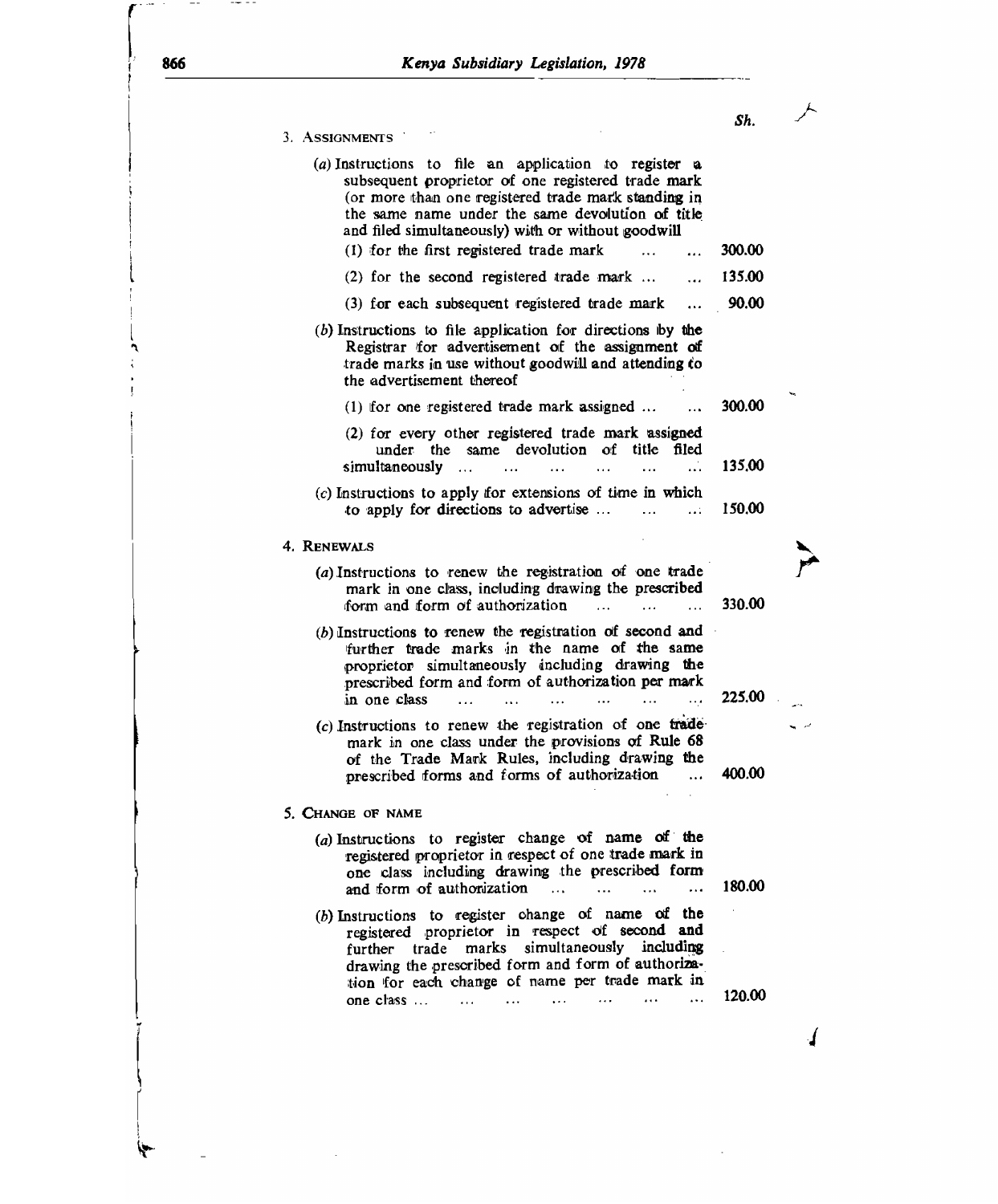| | Sh. |
|---|---|
| 3. ASSIGNMENTS | |
| (a) Instructions to file an application to register a subsequent proprietor of one registered trade mark (or more than one registered trade mark standing in the same name under the same devolution of title and filed simultaneously) with or without goodwill | |
| (1) for the first registered trade mark ... ... | 300.00 |
| (2) for the second registered trade mark ... ... | 135.00 |
| (3) for each subsequent registered trade mark ... | 90.00 |
| (b) Instructions to file application for directions by the Registrar for advertisement of the assignment of trade marks in use without goodwill and attending to the advertisement thereof | |
| (1) for one registered trade mark assigned ... ... | 300.00 |
| (2) for every other registered trade mark assigned under the same devolution of title filed simultaneously ... ... ... ... ... ... | 135.00 |
| (c) Instructions to apply for extensions of time in which to apply for directions to advertise ... ... ... | 150.00 |
| 4. RENEWALS | |
| (a) Instructions to renew the registration of one trade mark in one class, including drawing the prescribed form and form of authorization ... ... ... | 330.00 |
| (b) Instructions to renew the registration of second and further trade marks in the name of the same proprietor simultaneously including drawing the prescribed form and form of authorization per mark in one class ... ... ... ... ... ... | 225.00 |
| (c) Instructions to renew the registration of one trade mark in one class under the provisions of Rule 68 of the Trade Mark Rules, including drawing the prescribed forms and forms of authorization ... | 400.00 |
| 5. CHANGE OF NAME | |
| (a) Instructions to register change of name of the registered proprietor in respect of one trade mark in one class including drawing the prescribed form and form of authorization ... ... ... ... | 180.00 |
| (b) Instructions to register change of name of the registered proprietor in respect of second and further trade marks simultaneously including drawing the prescribed form and form of authorization for each change of name per trade mark in one class ... ... ... ... ... ... ... | 120.00 |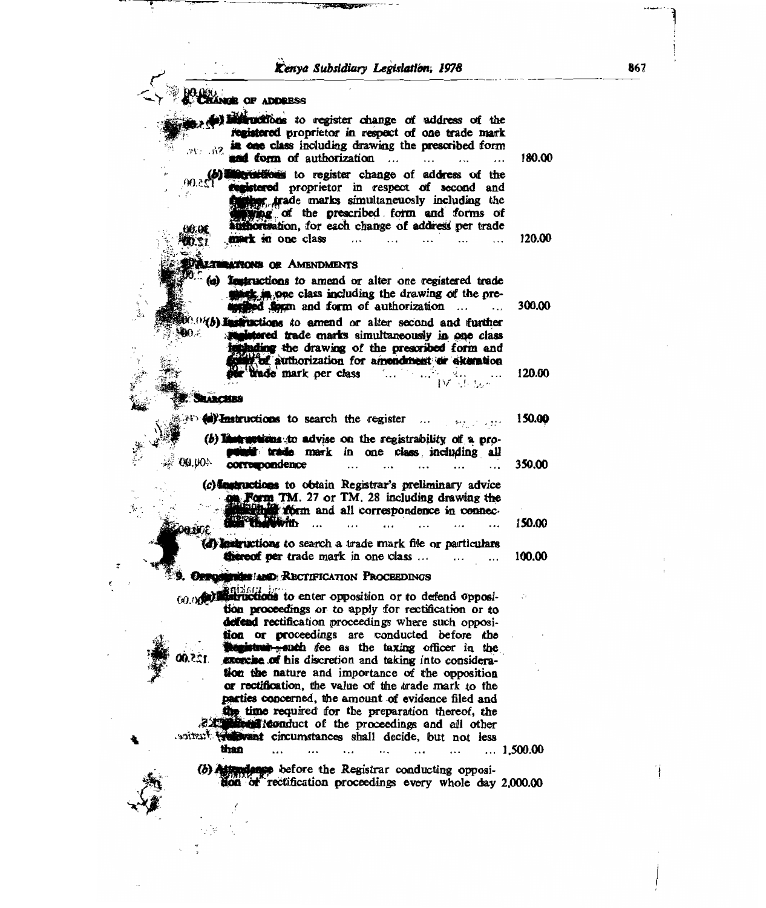**6. CHANGE OF ADDRESS**

(a) Instructions to register change of address of the registered proprietor in respect of one trade mark in one class including drawing the prescribed form and form of authorization ... ... ... ... 180.00

(b) Instructions to register change of address of the registered proprietor in respect of second and further trade marks simultaneuosly including the drawing of the prescribed form and forms of authorisation, for each change of address per trade mark in one class ... ... ... ... ... 120.00

**7. ALTERATIONS OR AMENDMENTS**

(a) Instructions to amend or alter one registered trade mark in one class including the drawing of the prescribed form and form of authorization ... ... 300.00

(b) Instructions to amend or alter second and further registered trade marks simultaneously in one class including the drawing of the prescribed form and form of authorization for amendment or alteration per trade mark per class ... ... ... ... 120.00

**8. SEARCHES**

(a) Instructions to search the register ... ... ... 150.00

(b) Instructions to advise on the registrability of a proposed trade mark in one class including all correspondence ... ... ... ... ... 350.00

(c) Instructions to obtain Registrar's preliminary advice on Form TM. 27 or TM. 28 including drawing the application form and all correspondence in connection therewith ... ... ... ... ... 150.00

(d) Instructions to search a trade mark file or particulars thereof per trade mark in one class ... ... ... 100.00

**9. OPPOSITION AND RECTIFICATION PROCEEDINGS**

(a) Instructions to enter opposition or to defend opposition proceedings or to apply for rectification or to defend rectification proceedings where such opposition or proceedings are conducted before the Registrar—such fee as the taxing officer in the exercise of his discretion and taking into consideration the nature and importance of the opposition or rectification, the value of the trade mark to the parties concerned, the amount of evidence filed and the time required for the preparation thereof, the complexity of the conduct of the proceedings and all other relevant circumstances shall decide, but not less than ... ... ... ... ... ... ... 1,500.00

(b) Attendance before the Registrar conducting opposition or rectification proceedings every whole day 2,000.00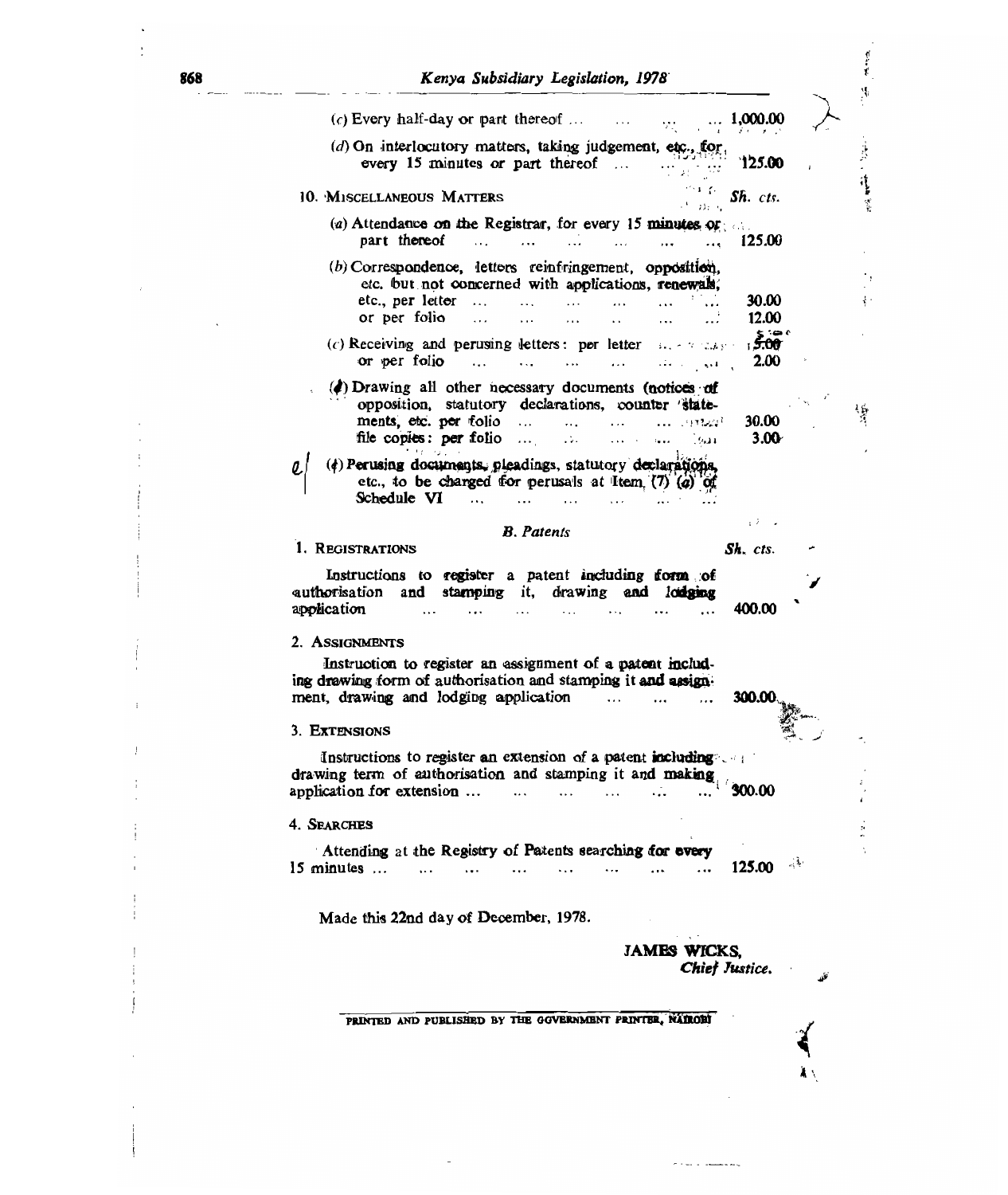| | |
|---|---|
| (c) Every half-day or part thereof ... | 1,000.00 |
| (d) On interlocutory matters, taking judgement, etc., for every 15 minutes or part thereof ... | 125.00 |

| 10. MISCELLANEOUS MATTERS | Sh. cts. |
|---|---|
| (a) Attendance on the Registrar, for every 15 minutes or part thereof ... | 125.00 |
| (b) Correspondence, letters reinfringement, opposition, etc. but not concerned with applications, renewals, etc., per letter ... | 30.00 |
| or per folio ... | 12.00 |
| (c) Receiving and perusing letters: per letter ... | 5.00 |
| or per folio ... | 2.00 |
| (d) Drawing all other necessary documents (notices of opposition, statutory declarations, counter statements, etc. per folio ... | 30.00 |
| file copies: per folio ... | 3.00 |
| (e) Perusing documents, pleadings, statutory declarations, etc., to be charged for perusals at Item (7) (a) of Schedule VI ... | |

### B. Patents

| 1. REGISTRATIONS | Sh. cts. |
|---|---|
| Instructions to register a patent including form of authorisation and stamping it, drawing and lodging application ... | 400.00 |
| **2. ASSIGNMENTS** | |
| Instruction to register an assignment of a patent including drawing form of authorisation and stamping it and assignment, drawing and lodging application ... | 300.00 |
| **3. EXTENSIONS** | |
| Instructions to register an extension of a patent including drawing term of authorisation and stamping it and making application for extension ... | 300.00 |
| **4. SEARCHES** | |
| Attending at the Registry of Patents searching for every 15 minutes ... | 125.00 |

Made this 22nd day of December, 1978.

JAMES WICKS,
*Chief Justice.*

PRINTED AND PUBLISHED BY THE GOVERNMENT PRINTER, NAIROBI